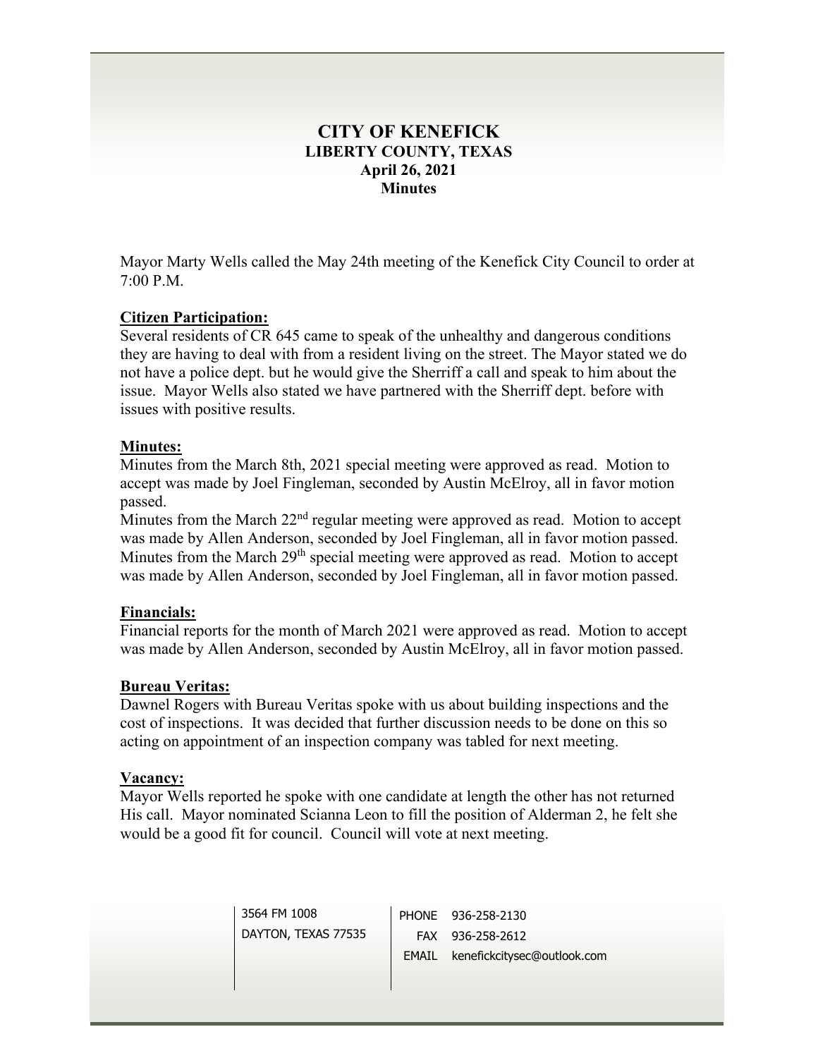# CITY OF KENEFICK
## LIBERTY COUNTY, TEXAS
### April 26, 2021
### Minutes

Mayor Marty Wells called the May 24th meeting of the Kenefick City Council to order at 7:00 P.M.

**Citizen Participation:**
Several residents of CR 645 came to speak of the unhealthy and dangerous conditions they are having to deal with from a resident living on the street. The Mayor stated we do not have a police dept. but he would give the Sherriff a call and speak to him about the issue. Mayor Wells also stated we have partnered with the Sherriff dept. before with issues with positive results.

**Minutes:**
Minutes from the March 8th, 2021 special meeting were approved as read. Motion to accept was made by Joel Fingleman, seconded by Austin McElroy, all in favor motion passed.
Minutes from the March 22nd regular meeting were approved as read. Motion to accept was made by Allen Anderson, seconded by Joel Fingleman, all in favor motion passed.
Minutes from the March 29th special meeting were approved as read. Motion to accept was made by Allen Anderson, seconded by Joel Fingleman, all in favor motion passed.

**Financials:**
Financial reports for the month of March 2021 were approved as read. Motion to accept was made by Allen Anderson, seconded by Austin McElroy, all in favor motion passed.

**Bureau Veritas:**
Dawnel Rogers with Bureau Veritas spoke with us about building inspections and the cost of inspections. It was decided that further discussion needs to be done on this so acting on appointment of an inspection company was tabled for next meeting.

**Vacancy:**
Mayor Wells reported he spoke with one candidate at length the other has not returned His call. Mayor nominated Scianna Leon to fill the position of Alderman 2, he felt she would be a good fit for council. Council will vote at next meeting.

3564 FM 1008
DAYTON, TEXAS 77535

PHONE 936-258-2130
FAX 936-258-2612
EMAIL kenefickcitysec@outlook.com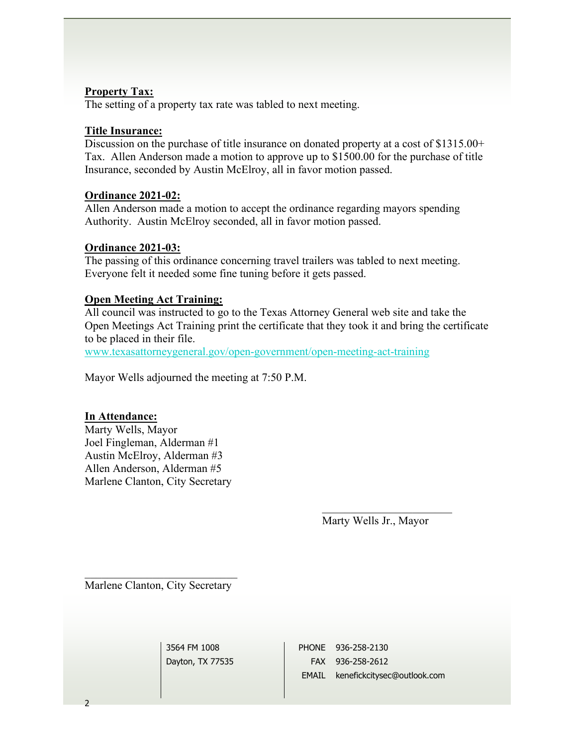**Property Tax:**
The setting of a property tax rate was tabled to next meeting.

**Title Insurance:**
Discussion on the purchase of title insurance on donated property at a cost of $1315.00+ Tax. Allen Anderson made a motion to approve up to $1500.00 for the purchase of title Insurance, seconded by Austin McElroy, all in favor motion passed.

**Ordinance 2021-02:**
Allen Anderson made a motion to accept the ordinance regarding mayors spending Authority. Austin McElroy seconded, all in favor motion passed.

**Ordinance 2021-03:**
The passing of this ordinance concerning travel trailers was tabled to next meeting. Everyone felt it needed some fine tuning before it gets passed.

**Open Meeting Act Training:**
All council was instructed to go to the Texas Attorney General web site and take the Open Meetings Act Training print the certificate that they took it and bring the certificate to be placed in their file.
www.texasattorneygeneral.gov/open-government/open-meeting-act-training

Mayor Wells adjourned the meeting at 7:50 P.M.

**In Attendance:**
Marty Wells, Mayor
Joel Fingleman, Alderman #1
Austin McElroy, Alderman #3
Allen Anderson, Alderman #5
Marlene Clanton, City Secretary

\_\_\_\_\_\_\_\_\_\_\_\_\_\_\_\_\_\_\_\_\_\_\_\_\_
Marty Wells Jr., Mayor

\_\_\_\_\_\_\_\_\_\_\_\_\_\_\_\_\_\_\_\_\_\_\_\_\_
Marlene Clanton, City Secretary

3564 FM 1008
Dayton, TX 77535

PHONE 936-258-2130
FAX 936-258-2612
EMAIL kenefickcitysec@outlook.com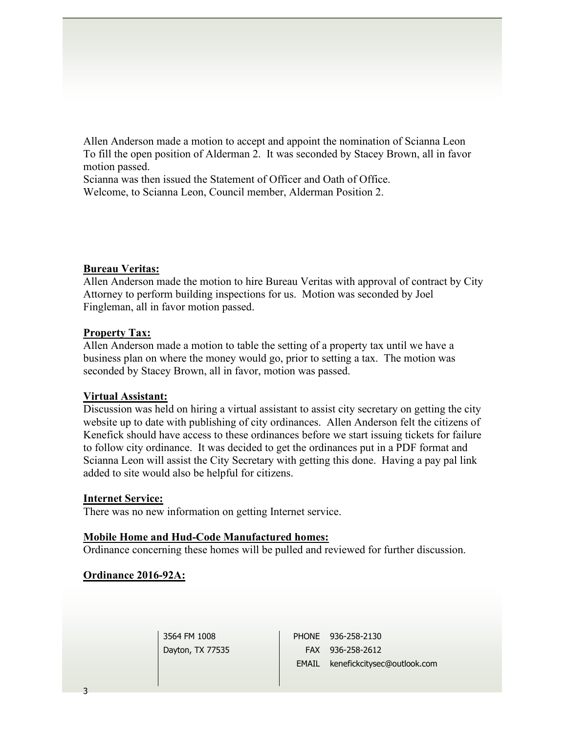Allen Anderson made a motion to accept and appoint the nomination of Scianna Leon To fill the open position of Alderman 2. It was seconded by Stacey Brown, all in favor motion passed.
Scianna was then issued the Statement of Officer and Oath of Office.
Welcome, to Scianna Leon, Council member, Alderman Position 2.

**Bureau Veritas:**
Allen Anderson made the motion to hire Bureau Veritas with approval of contract by City Attorney to perform building inspections for us. Motion was seconded by Joel Fingleman, all in favor motion passed.

**Property Tax:**
Allen Anderson made a motion to table the setting of a property tax until we have a business plan on where the money would go, prior to setting a tax. The motion was seconded by Stacey Brown, all in favor, motion was passed.

**Virtual Assistant:**
Discussion was held on hiring a virtual assistant to assist city secretary on getting the city website up to date with publishing of city ordinances. Allen Anderson felt the citizens of Kenefick should have access to these ordinances before we start issuing tickets for failure to follow city ordinance. It was decided to get the ordinances put in a PDF format and Scianna Leon will assist the City Secretary with getting this done. Having a pay pal link added to site would also be helpful for citizens.

**Internet Service:**
There was no new information on getting Internet service.

**Mobile Home and Hud-Code Manufactured homes:**
Ordinance concerning these homes will be pulled and reviewed for further discussion.

**Ordinance 2016-92A:**

3564 FM 1008
Dayton, TX 77535

PHONE 936-258-2130
FAX 936-258-2612
EMAIL kenefickcitysec@outlook.com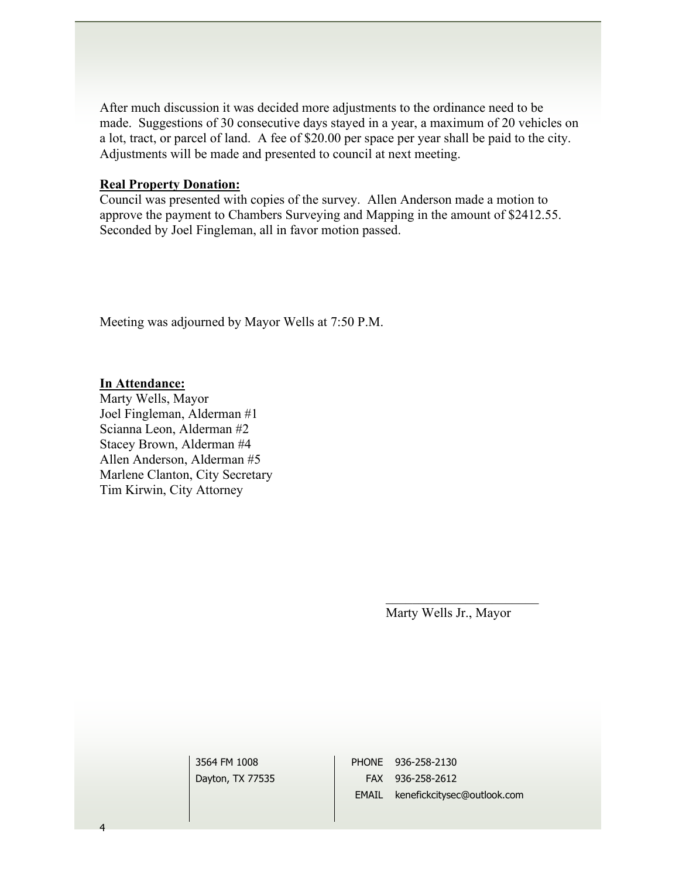After much discussion it was decided more adjustments to the ordinance need to be made. Suggestions of 30 consecutive days stayed in a year, a maximum of 20 vehicles on a lot, tract, or parcel of land. A fee of $20.00 per space per year shall be paid to the city. Adjustments will be made and presented to council at next meeting.

**Real Property Donation:**

Council was presented with copies of the survey. Allen Anderson made a motion to approve the payment to Chambers Surveying and Mapping in the amount of $2412.55. Seconded by Joel Fingleman, all in favor motion passed.

Meeting was adjourned by Mayor Wells at 7:50 P.M.

**In Attendance:**

Marty Wells, Mayor
Joel Fingleman, Alderman #1
Scianna Leon, Alderman #2
Stacey Brown, Alderman #4
Allen Anderson, Alderman #5
Marlene Clanton, City Secretary
Tim Kirwin, City Attorney

\_\_\_\_\_\_\_\_\_\_\_\_\_\_\_\_\_\_\_\_\_\_\_\_
Marty Wells Jr., Mayor

3564 FM 1008
Dayton, TX 77535

PHONE 936-258-2130
FAX 936-258-2612
EMAIL kenefickcitysec@outlook.com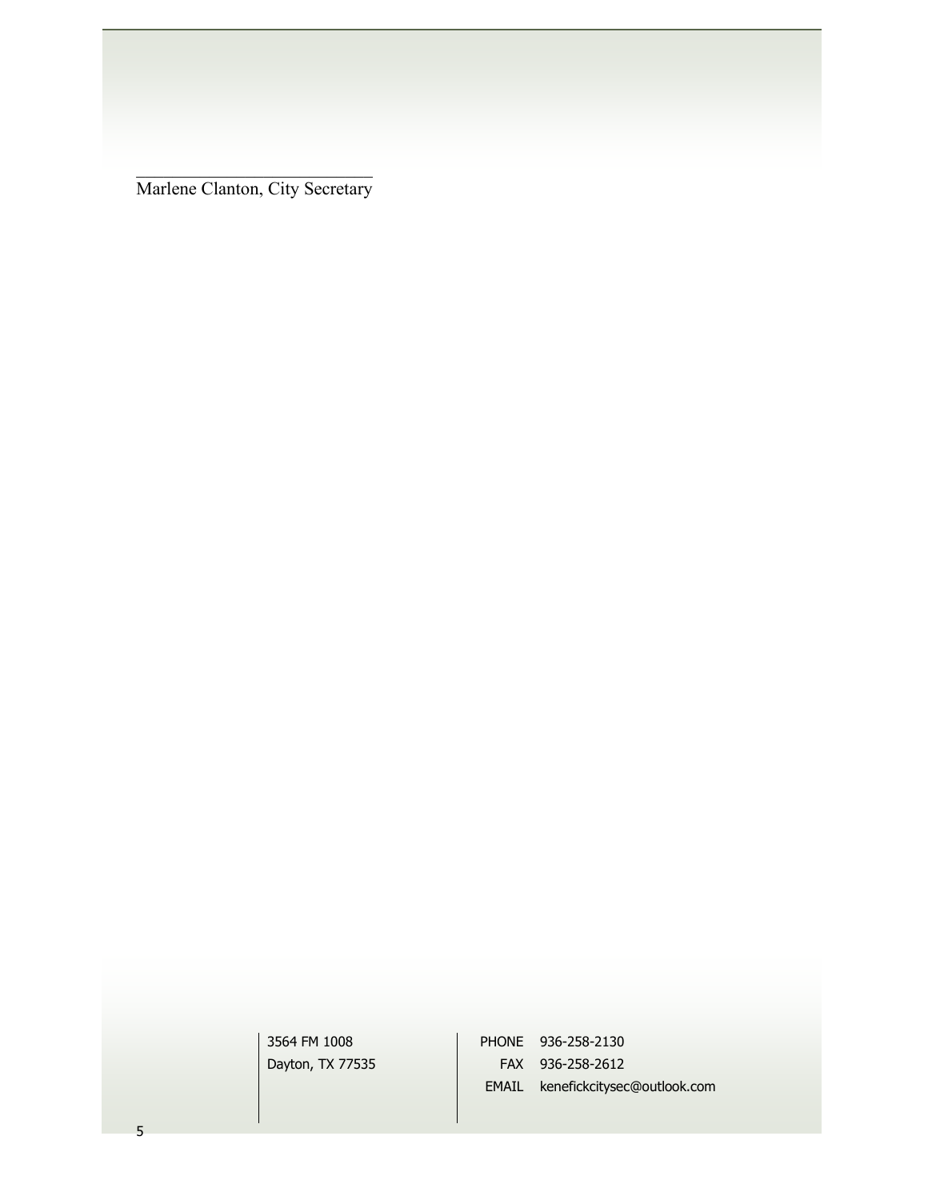\_\_\_\_\_\_\_\_\_\_\_\_\_\_\_\_\_\_\_\_\_\_\_\_\_\_\_\_\_\_

Marlene Clanton, City Secretary

3564 FM 1008
Dayton, TX 77535

PHONE 936-258-2130
FAX 936-258-2612
EMAIL kenefickcitysec@outlook.com